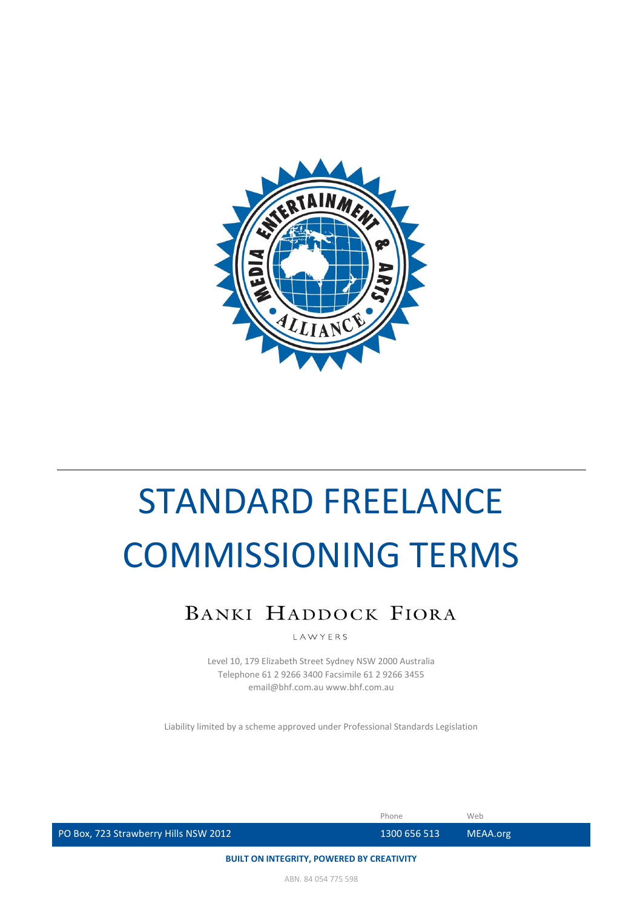# STANDARD FREELANCE COMMISSIONING TERMS

BANKI HADDOCK FIORA

LAWYERS

Level 10, 179 Elizabeth Street Sydney NSW 2000 Australia
Telephone 61 2 9266 3400 Facsimile 61 2 9266 3455
email@bhf.com.au www.bhf.com.au

Liability limited by a scheme approved under Professional Standards Legislation

| | Phone | Web |
|---|---|---|
| PO Box, 723 Strawberry Hills NSW 2012 | 1300 656 513 | MEAA.org |

**BUILT ON INTEGRITY, POWERED BY CREATIVITY**

ABN. 84 054 775 598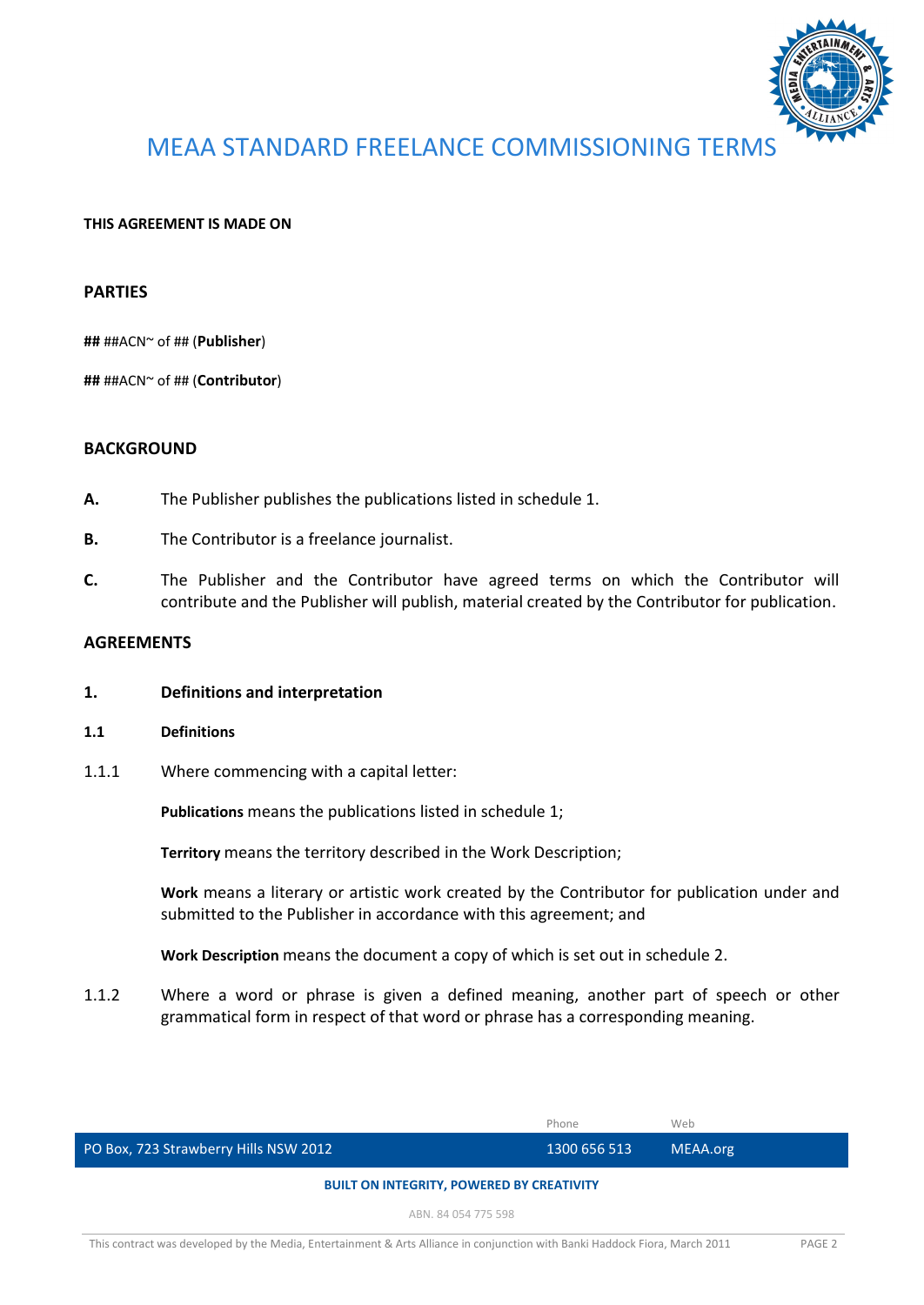# MEAA STANDARD FREELANCE COMMISSIONING TERMS

**THIS AGREEMENT IS MADE ON**

## PARTIES

**##** ##ACN~ of ## (**Publisher**)

**##** ##ACN~ of ## (**Contributor**)

## BACKGROUND

**A.** The Publisher publishes the publications listed in schedule 1.

**B.** The Contributor is a freelance journalist.

**C.** The Publisher and the Contributor have agreed terms on which the Contributor will contribute and the Publisher will publish, material created by the Contributor for publication.

## AGREEMENTS

### 1. Definitions and interpretation

#### 1.1 Definitions

1.1.1 Where commencing with a capital letter:

**Publications** means the publications listed in schedule 1;

**Territory** means the territory described in the Work Description;

**Work** means a literary or artistic work created by the Contributor for publication under and submitted to the Publisher in accordance with this agreement; and

**Work Description** means the document a copy of which is set out in schedule 2.

1.1.2 Where a word or phrase is given a defined meaning, another part of speech or other grammatical form in respect of that word or phrase has a corresponding meaning.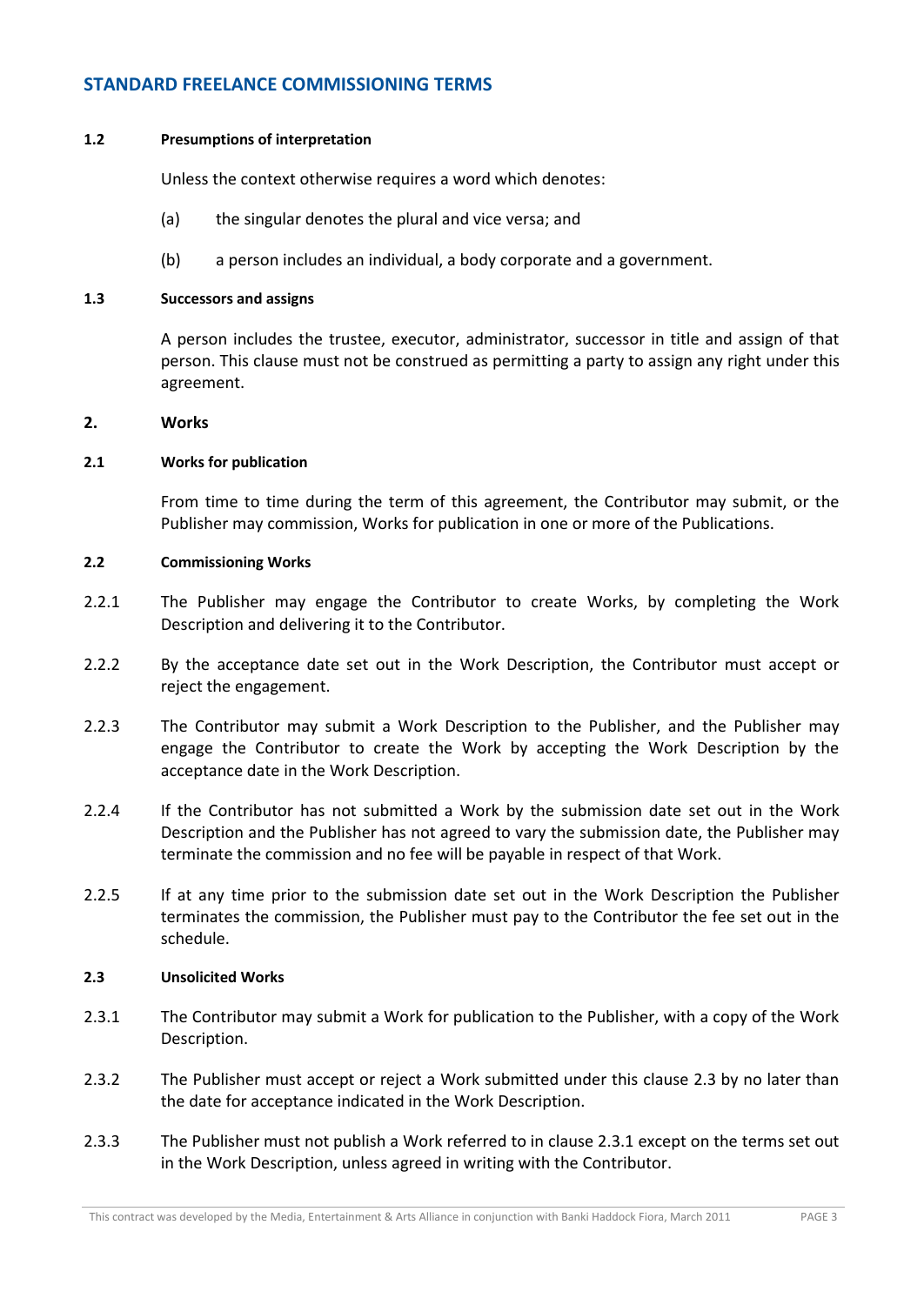# STANDARD FREELANCE COMMISSIONING TERMS

**1.2 Presumptions of interpretation**

Unless the context otherwise requires a word which denotes:

(a) the singular denotes the plural and vice versa; and

(b) a person includes an individual, a body corporate and a government.

**1.3 Successors and assigns**

A person includes the trustee, executor, administrator, successor in title and assign of that person. This clause must not be construed as permitting a party to assign any right under this agreement.

## 2. Works

**2.1 Works for publication**

From time to time during the term of this agreement, the Contributor may submit, or the Publisher may commission, Works for publication in one or more of the Publications.

**2.2 Commissioning Works**

2.2.1 The Publisher may engage the Contributor to create Works, by completing the Work Description and delivering it to the Contributor.

2.2.2 By the acceptance date set out in the Work Description, the Contributor must accept or reject the engagement.

2.2.3 The Contributor may submit a Work Description to the Publisher, and the Publisher may engage the Contributor to create the Work by accepting the Work Description by the acceptance date in the Work Description.

2.2.4 If the Contributor has not submitted a Work by the submission date set out in the Work Description and the Publisher has not agreed to vary the submission date, the Publisher may terminate the commission and no fee will be payable in respect of that Work.

2.2.5 If at any time prior to the submission date set out in the Work Description the Publisher terminates the commission, the Publisher must pay to the Contributor the fee set out in the schedule.

**2.3 Unsolicited Works**

2.3.1 The Contributor may submit a Work for publication to the Publisher, with a copy of the Work Description.

2.3.2 The Publisher must accept or reject a Work submitted under this clause 2.3 by no later than the date for acceptance indicated in the Work Description.

2.3.3 The Publisher must not publish a Work referred to in clause 2.3.1 except on the terms set out in the Work Description, unless agreed in writing with the Contributor.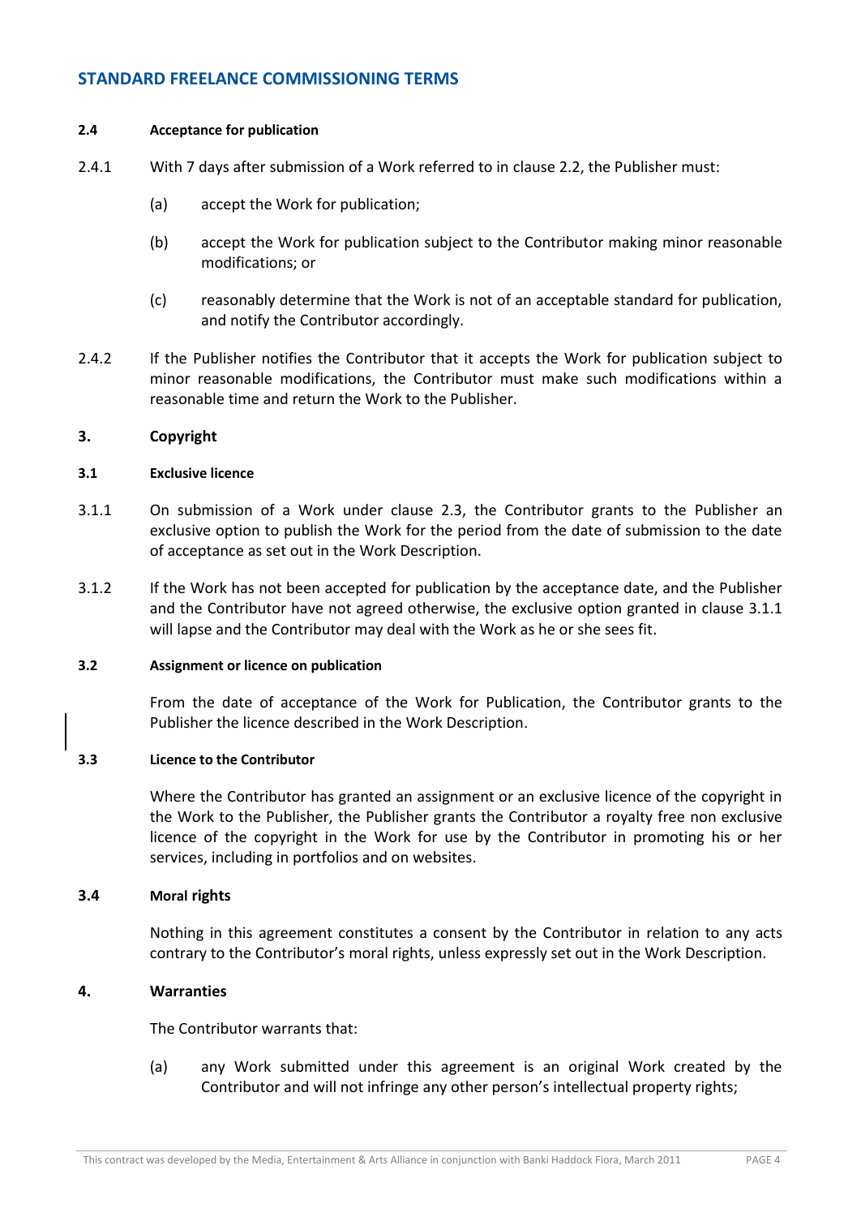## STANDARD FREELANCE COMMISSIONING TERMS

**2.4 Acceptance for publication**

2.4.1 With 7 days after submission of a Work referred to in clause 2.2, the Publisher must:

(a) accept the Work for publication;

(b) accept the Work for publication subject to the Contributor making minor reasonable modifications; or

(c) reasonably determine that the Work is not of an acceptable standard for publication, and notify the Contributor accordingly.

2.4.2 If the Publisher notifies the Contributor that it accepts the Work for publication subject to minor reasonable modifications, the Contributor must make such modifications within a reasonable time and return the Work to the Publisher.

### 3. Copyright

**3.1 Exclusive licence**

3.1.1 On submission of a Work under clause 2.3, the Contributor grants to the Publisher an exclusive option to publish the Work for the period from the date of submission to the date of acceptance as set out in the Work Description.

3.1.2 If the Work has not been accepted for publication by the acceptance date, and the Publisher and the Contributor have not agreed otherwise, the exclusive option granted in clause 3.1.1 will lapse and the Contributor may deal with the Work as he or she sees fit.

**3.2 Assignment or licence on publication**

From the date of acceptance of the Work for Publication, the Contributor grants to the Publisher the licence described in the Work Description.

**3.3 Licence to the Contributor**

Where the Contributor has granted an assignment or an exclusive licence of the copyright in the Work to the Publisher, the Publisher grants the Contributor a royalty free non exclusive licence of the copyright in the Work for use by the Contributor in promoting his or her services, including in portfolios and on websites.

**3.4 Moral rights**

Nothing in this agreement constitutes a consent by the Contributor in relation to any acts contrary to the Contributor's moral rights, unless expressly set out in the Work Description.

### 4. Warranties

The Contributor warrants that:

(a) any Work submitted under this agreement is an original Work created by the Contributor and will not infringe any other person's intellectual property rights;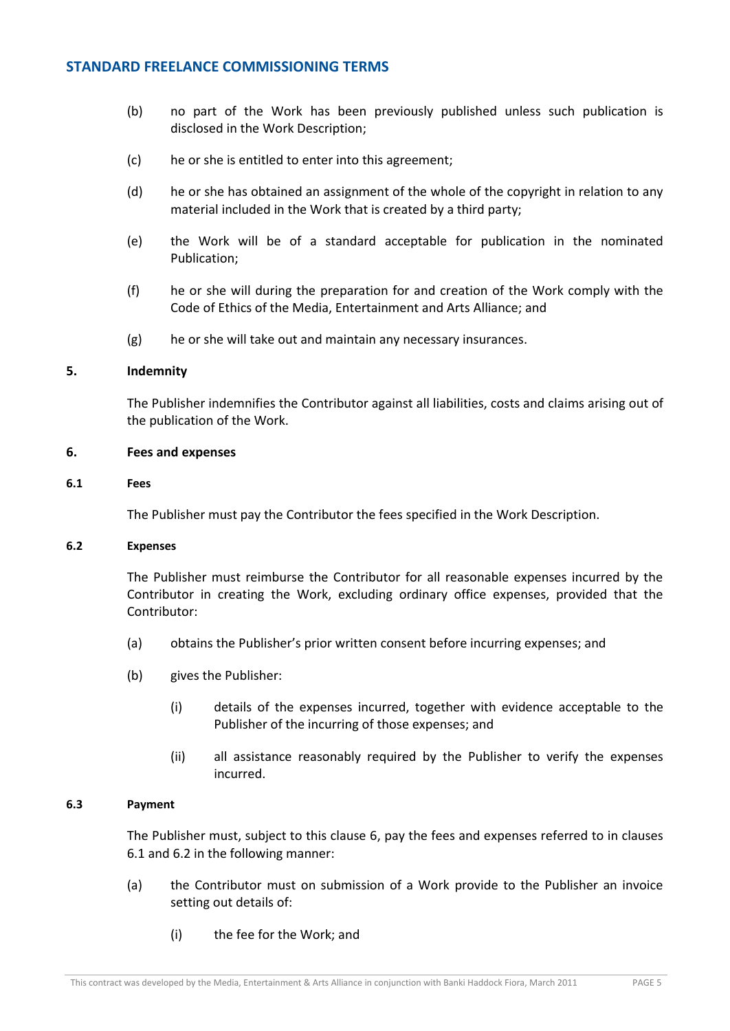(b) no part of the Work has been previously published unless such publication is disclosed in the Work Description;

(c) he or she is entitled to enter into this agreement;

(d) he or she has obtained an assignment of the whole of the copyright in relation to any material included in the Work that is created by a third party;

(e) the Work will be of a standard acceptable for publication in the nominated Publication;

(f) he or she will during the preparation for and creation of the Work comply with the Code of Ethics of the Media, Entertainment and Arts Alliance; and

(g) he or she will take out and maintain any necessary insurances.

## 5. Indemnity

The Publisher indemnifies the Contributor against all liabilities, costs and claims arising out of the publication of the Work.

## 6. Fees and expenses

### 6.1 Fees

The Publisher must pay the Contributor the fees specified in the Work Description.

### 6.2 Expenses

The Publisher must reimburse the Contributor for all reasonable expenses incurred by the Contributor in creating the Work, excluding ordinary office expenses, provided that the Contributor:

(a) obtains the Publisher's prior written consent before incurring expenses; and

(b) gives the Publisher:

  (i) details of the expenses incurred, together with evidence acceptable to the Publisher of the incurring of those expenses; and

  (ii) all assistance reasonably required by the Publisher to verify the expenses incurred.

### 6.3 Payment

The Publisher must, subject to this clause 6, pay the fees and expenses referred to in clauses 6.1 and 6.2 in the following manner:

(a) the Contributor must on submission of a Work provide to the Publisher an invoice setting out details of:

  (i) the fee for the Work; and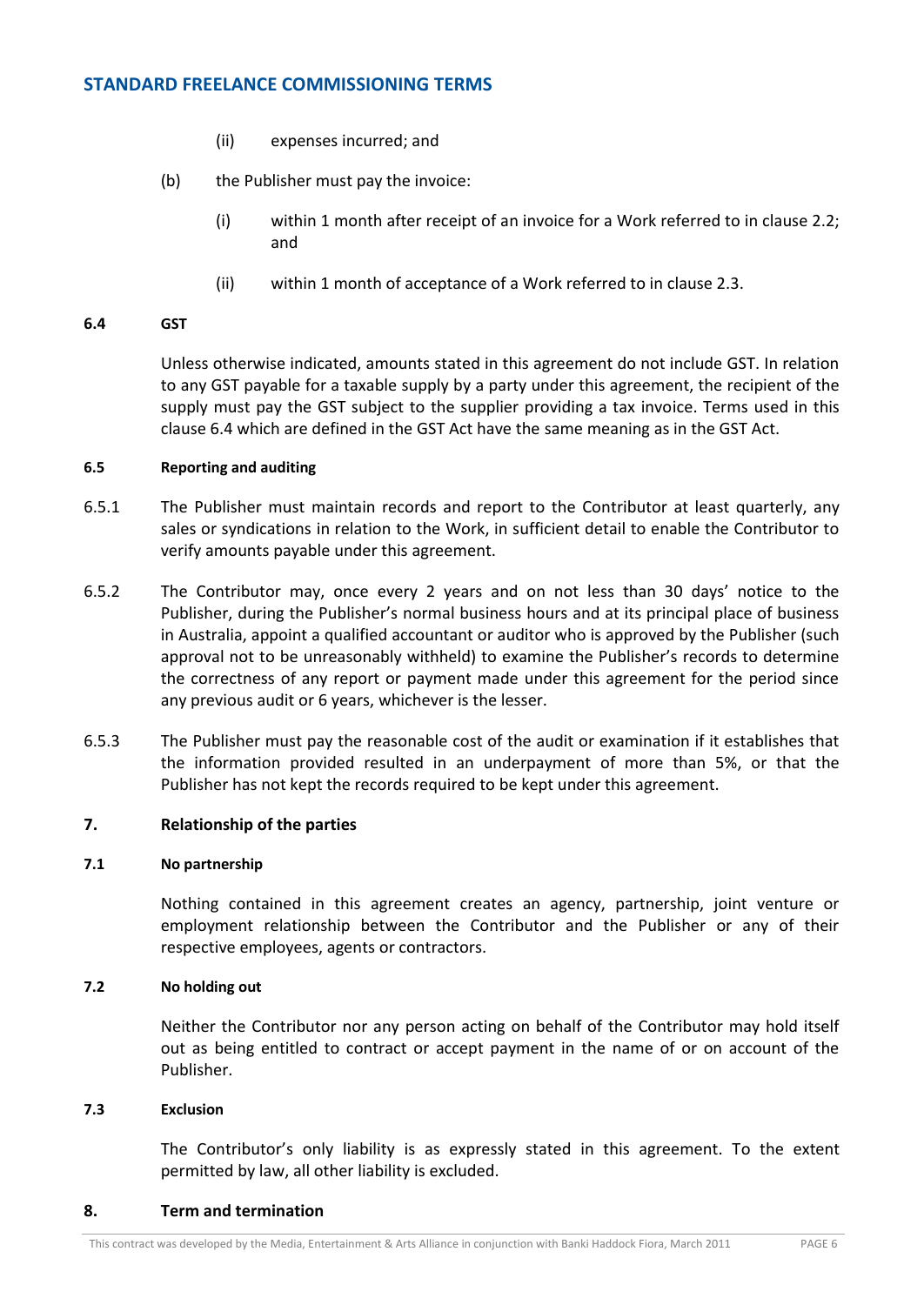(ii) expenses incurred; and

(b) the Publisher must pay the invoice:

(i) within 1 month after receipt of an invoice for a Work referred to in clause 2.2; and

(ii) within 1 month of acceptance of a Work referred to in clause 2.3.

#### 6.4 GST

Unless otherwise indicated, amounts stated in this agreement do not include GST. In relation to any GST payable for a taxable supply by a party under this agreement, the recipient of the supply must pay the GST subject to the supplier providing a tax invoice. Terms used in this clause 6.4 which are defined in the GST Act have the same meaning as in the GST Act.

#### 6.5 Reporting and auditing

6.5.1 The Publisher must maintain records and report to the Contributor at least quarterly, any sales or syndications in relation to the Work, in sufficient detail to enable the Contributor to verify amounts payable under this agreement.

6.5.2 The Contributor may, once every 2 years and on not less than 30 days' notice to the Publisher, during the Publisher's normal business hours and at its principal place of business in Australia, appoint a qualified accountant or auditor who is approved by the Publisher (such approval not to be unreasonably withheld) to examine the Publisher's records to determine the correctness of any report or payment made under this agreement for the period since any previous audit or 6 years, whichever is the lesser.

6.5.3 The Publisher must pay the reasonable cost of the audit or examination if it establishes that the information provided resulted in an underpayment of more than 5%, or that the Publisher has not kept the records required to be kept under this agreement.

### 7. Relationship of the parties

#### 7.1 No partnership

Nothing contained in this agreement creates an agency, partnership, joint venture or employment relationship between the Contributor and the Publisher or any of their respective employees, agents or contractors.

#### 7.2 No holding out

Neither the Contributor nor any person acting on behalf of the Contributor may hold itself out as being entitled to contract or accept payment in the name of or on account of the Publisher.

#### 7.3 Exclusion

The Contributor's only liability is as expressly stated in this agreement. To the extent permitted by law, all other liability is excluded.

### 8. Term and termination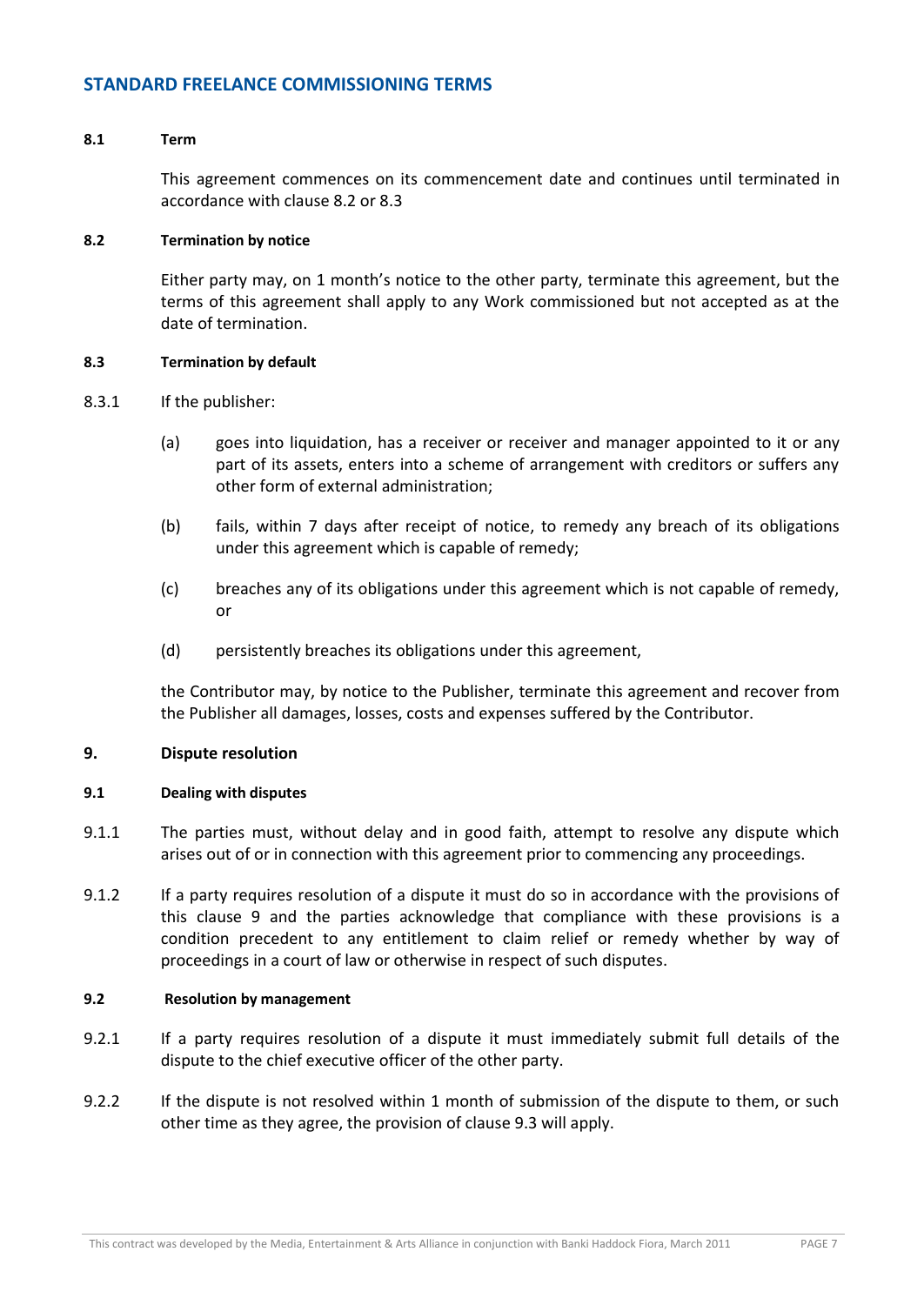## STANDARD FREELANCE COMMISSIONING TERMS

**8.1 Term**

This agreement commences on its commencement date and continues until terminated in accordance with clause 8.2 or 8.3

**8.2 Termination by notice**

Either party may, on 1 month's notice to the other party, terminate this agreement, but the terms of this agreement shall apply to any Work commissioned but not accepted as at the date of termination.

**8.3 Termination by default**

8.3.1 If the publisher:

(a) goes into liquidation, has a receiver or receiver and manager appointed to it or any part of its assets, enters into a scheme of arrangement with creditors or suffers any other form of external administration;

(b) fails, within 7 days after receipt of notice, to remedy any breach of its obligations under this agreement which is capable of remedy;

(c) breaches any of its obligations under this agreement which is not capable of remedy, or

(d) persistently breaches its obligations under this agreement,

the Contributor may, by notice to the Publisher, terminate this agreement and recover from the Publisher all damages, losses, costs and expenses suffered by the Contributor.

**9. Dispute resolution**

**9.1 Dealing with disputes**

9.1.1 The parties must, without delay and in good faith, attempt to resolve any dispute which arises out of or in connection with this agreement prior to commencing any proceedings.

9.1.2 If a party requires resolution of a dispute it must do so in accordance with the provisions of this clause 9 and the parties acknowledge that compliance with these provisions is a condition precedent to any entitlement to claim relief or remedy whether by way of proceedings in a court of law or otherwise in respect of such disputes.

**9.2 Resolution by management**

9.2.1 If a party requires resolution of a dispute it must immediately submit full details of the dispute to the chief executive officer of the other party.

9.2.2 If the dispute is not resolved within 1 month of submission of the dispute to them, or such other time as they agree, the provision of clause 9.3 will apply.

This contract was developed by the Media, Entertainment & Arts Alliance in conjunction with Banki Haddock Fiora, March 2011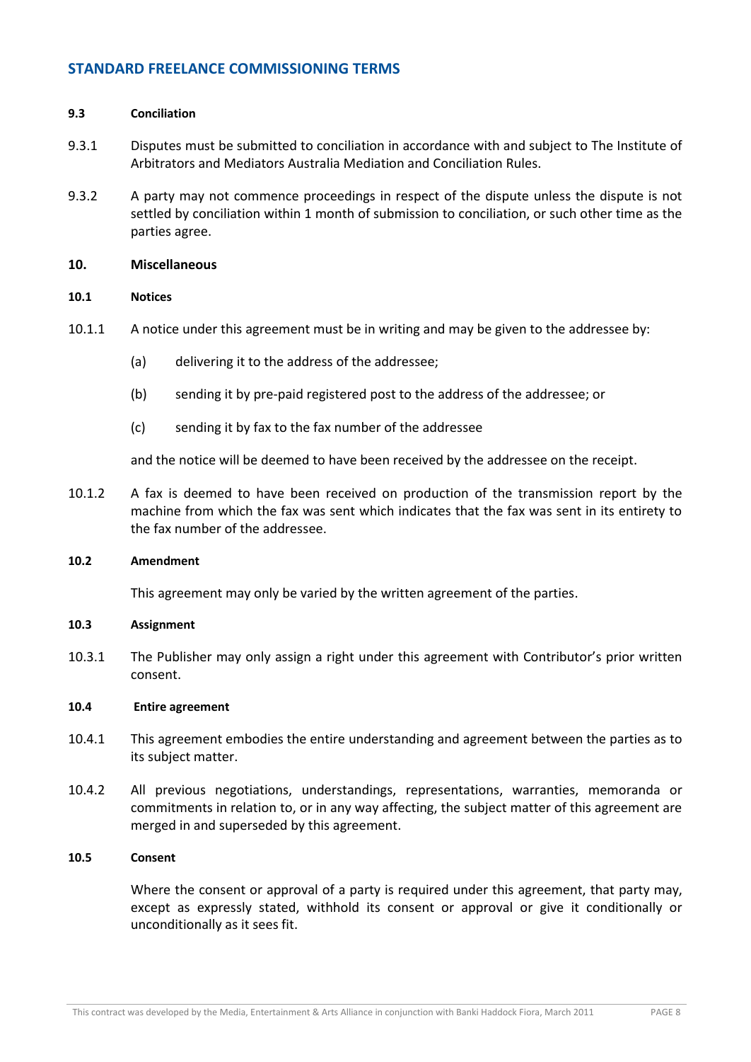## STANDARD FREELANCE COMMISSIONING TERMS

**9.3 Conciliation**

9.3.1 Disputes must be submitted to conciliation in accordance with and subject to The Institute of Arbitrators and Mediators Australia Mediation and Conciliation Rules.

9.3.2 A party may not commence proceedings in respect of the dispute unless the dispute is not settled by conciliation within 1 month of submission to conciliation, or such other time as the parties agree.

**10. Miscellaneous**

**10.1 Notices**

10.1.1 A notice under this agreement must be in writing and may be given to the addressee by:

(a) delivering it to the address of the addressee;

(b) sending it by pre-paid registered post to the address of the addressee; or

(c) sending it by fax to the fax number of the addressee

and the notice will be deemed to have been received by the addressee on the receipt.

10.1.2 A fax is deemed to have been received on production of the transmission report by the machine from which the fax was sent which indicates that the fax was sent in its entirety to the fax number of the addressee.

**10.2 Amendment**

This agreement may only be varied by the written agreement of the parties.

**10.3 Assignment**

10.3.1 The Publisher may only assign a right under this agreement with Contributor's prior written consent.

**10.4 Entire agreement**

10.4.1 This agreement embodies the entire understanding and agreement between the parties as to its subject matter.

10.4.2 All previous negotiations, understandings, representations, warranties, memoranda or commitments in relation to, or in any way affecting, the subject matter of this agreement are merged in and superseded by this agreement.

**10.5 Consent**

Where the consent or approval of a party is required under this agreement, that party may, except as expressly stated, withhold its consent or approval or give it conditionally or unconditionally as it sees fit.

This contract was developed by the Media, Entertainment & Arts Alliance in conjunction with Banki Haddock Fiora, March 2011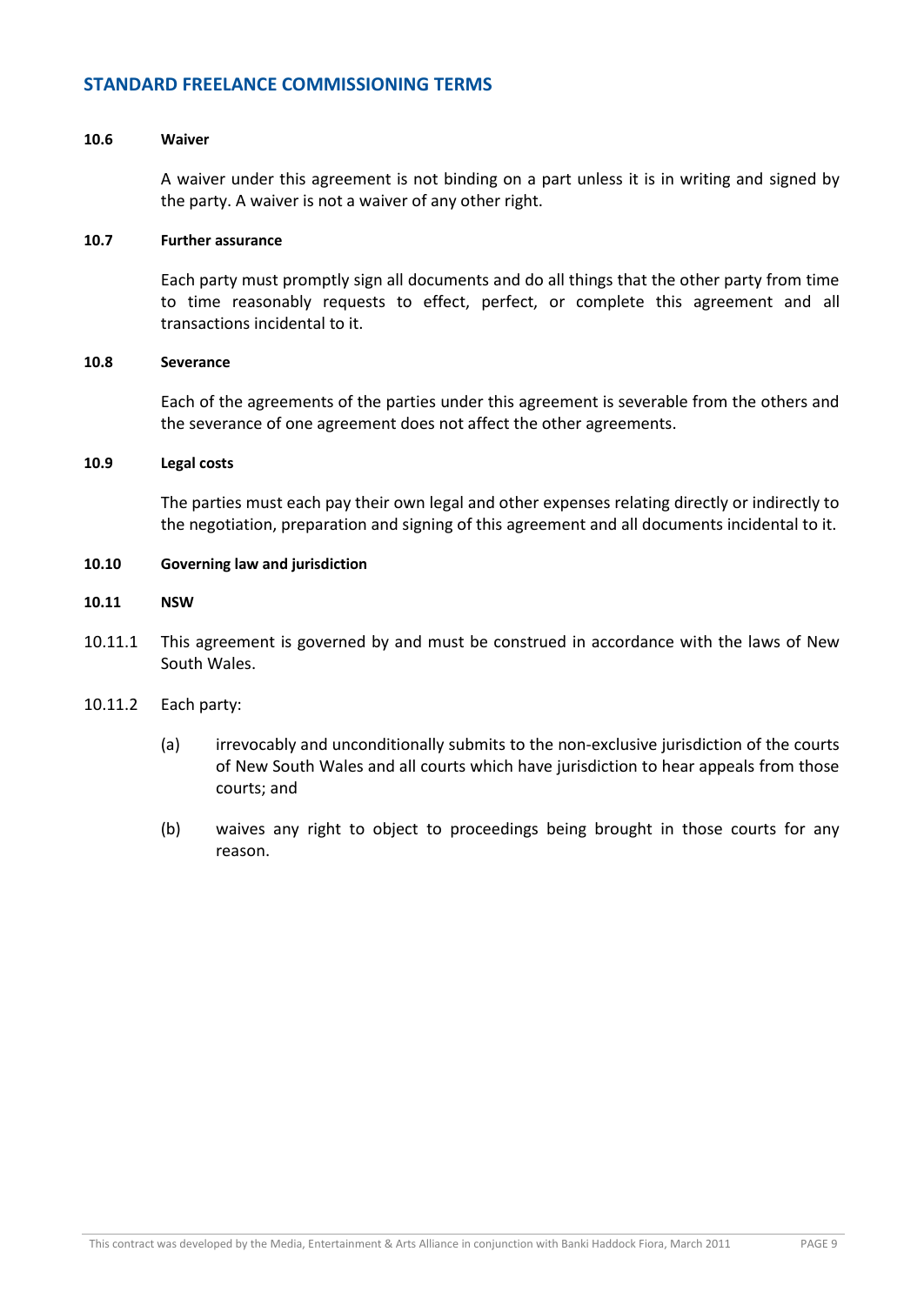## STANDARD FREELANCE COMMISSIONING TERMS

**10.6 Waiver**

A waiver under this agreement is not binding on a part unless it is in writing and signed by the party. A waiver is not a waiver of any other right.

**10.7 Further assurance**

Each party must promptly sign all documents and do all things that the other party from time to time reasonably requests to effect, perfect, or complete this agreement and all transactions incidental to it.

**10.8 Severance**

Each of the agreements of the parties under this agreement is severable from the others and the severance of one agreement does not affect the other agreements.

**10.9 Legal costs**

The parties must each pay their own legal and other expenses relating directly or indirectly to the negotiation, preparation and signing of this agreement and all documents incidental to it.

**10.10 Governing law and jurisdiction**

**10.11 NSW**

10.11.1 This agreement is governed by and must be construed in accordance with the laws of New South Wales.

10.11.2 Each party:

(a) irrevocably and unconditionally submits to the non-exclusive jurisdiction of the courts of New South Wales and all courts which have jurisdiction to hear appeals from those courts; and

(b) waives any right to object to proceedings being brought in those courts for any reason.

This contract was developed by the Media, Entertainment & Arts Alliance in conjunction with Banki Haddock Fiora, March 2011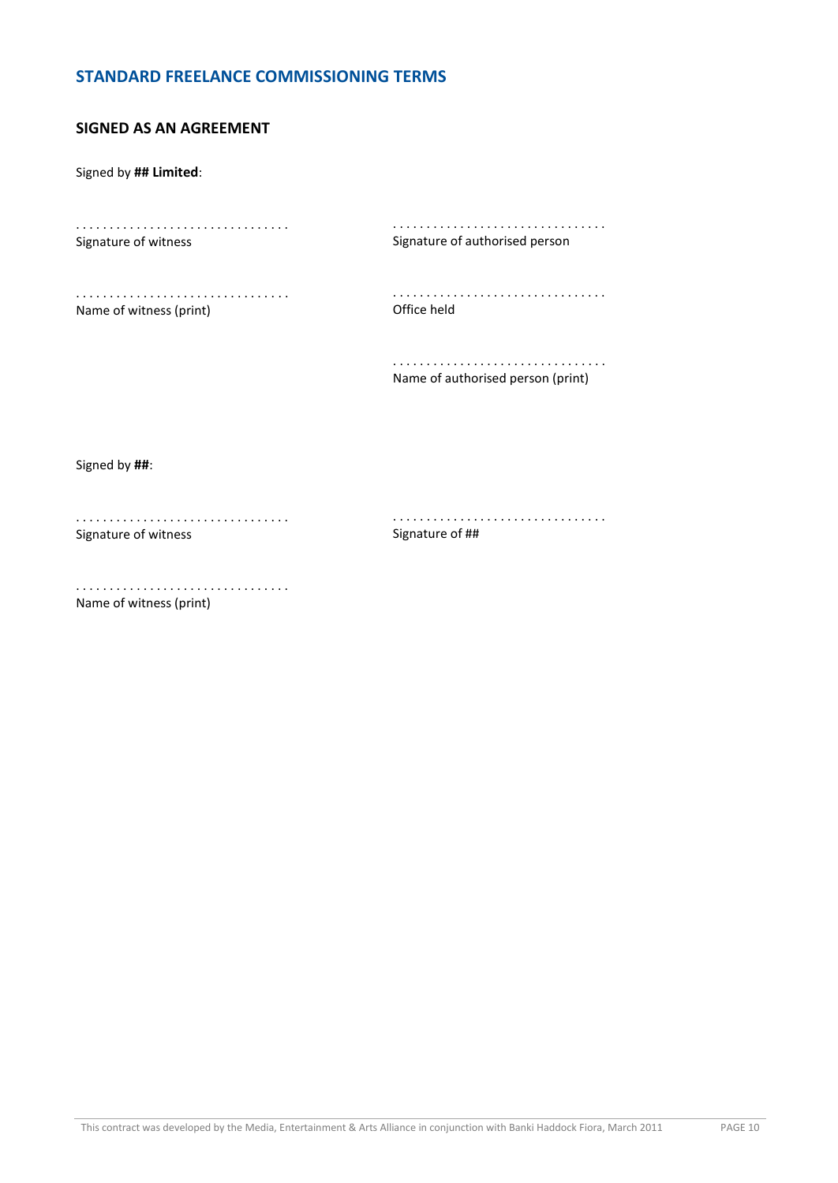## STANDARD FREELANCE COMMISSIONING TERMS

### SIGNED AS AN AGREEMENT

Signed by **## Limited**:

. . . . . . . . . . . . . . . . . . . . . . . . . . . . . . .
Signature of witness

. . . . . . . . . . . . . . . . . . . . . . . . . . . . . . .
Signature of authorised person

. . . . . . . . . . . . . . . . . . . . . . . . . . . . . . .
Name of witness (print)

. . . . . . . . . . . . . . . . . . . . . . . . . . . . . . .
Office held

. . . . . . . . . . . . . . . . . . . . . . . . . . . . . . .
Name of authorised person (print)

Signed by **##**:

. . . . . . . . . . . . . . . . . . . . . . . . . . . . . . .
Signature of witness

. . . . . . . . . . . . . . . . . . . . . . . . . . . . . . .
Signature of ##

. . . . . . . . . . . . . . . . . . . . . . . . . . . . . . .
Name of witness (print)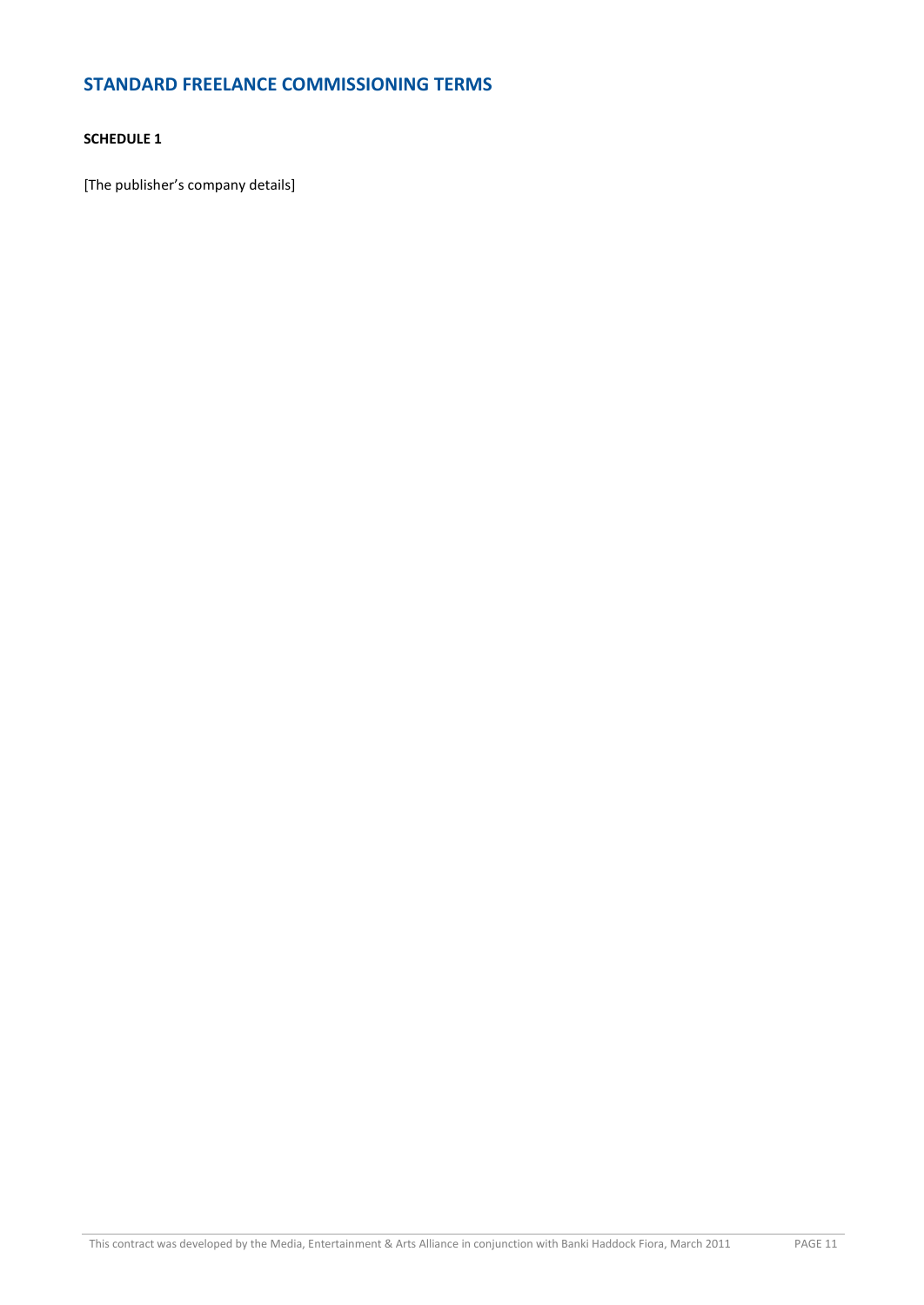## STANDARD FREELANCE COMMISSIONING TERMS

**SCHEDULE 1**

[The publisher's company details]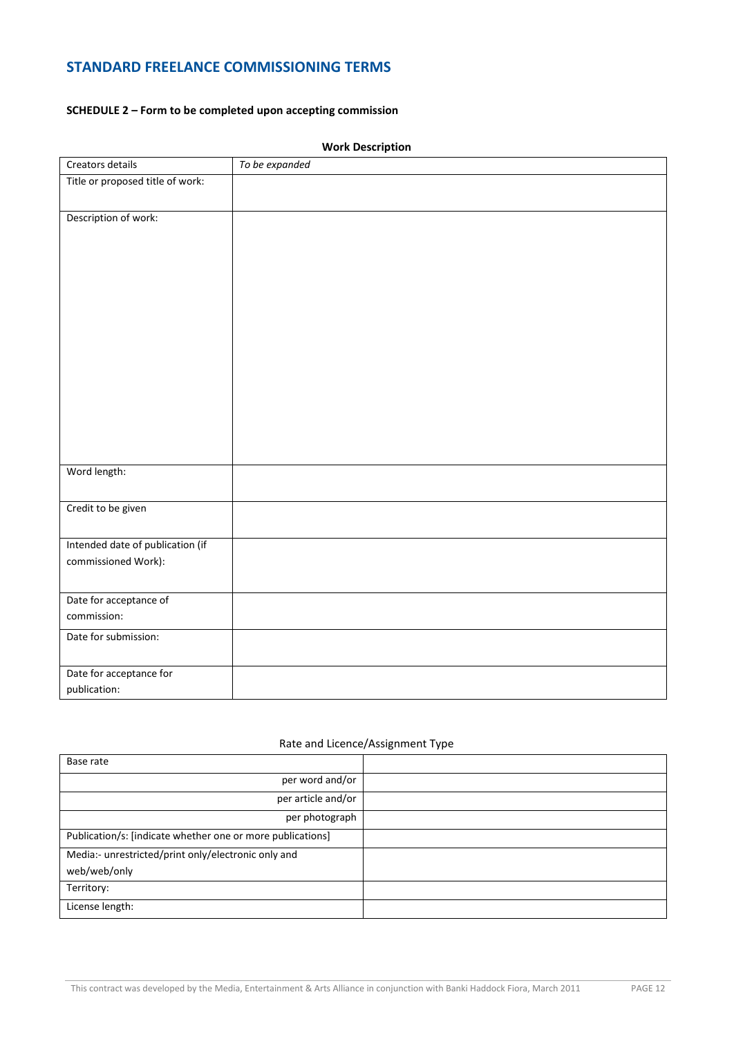## STANDARD FREELANCE COMMISSIONING TERMS

### SCHEDULE 2 – Form to be completed upon accepting commission

**Work Description**

| Creators details | *To be expanded* |
|---|---|
| Title or proposed title of work: | |
| Description of work: | |
| Word length: | |
| Credit to be given | |
| Intended date of publication (if commissioned Work): | |
| Date for acceptance of commission: | |
| Date for submission: | |
| Date for acceptance for publication: | |

Rate and Licence/Assignment Type

| Base rate | |
|---|---|
| per word and/or | |
| per article and/or | |
| per photograph | |
| Publication/s: [indicate whether one or more publications] | |
| Media:- unrestricted/print only/electronic only and web/web/only | |
| Territory: | |
| License length: | |

This contract was developed by the Media, Entertainment & Arts Alliance in conjunction with Banki Haddock Fiora, March 2011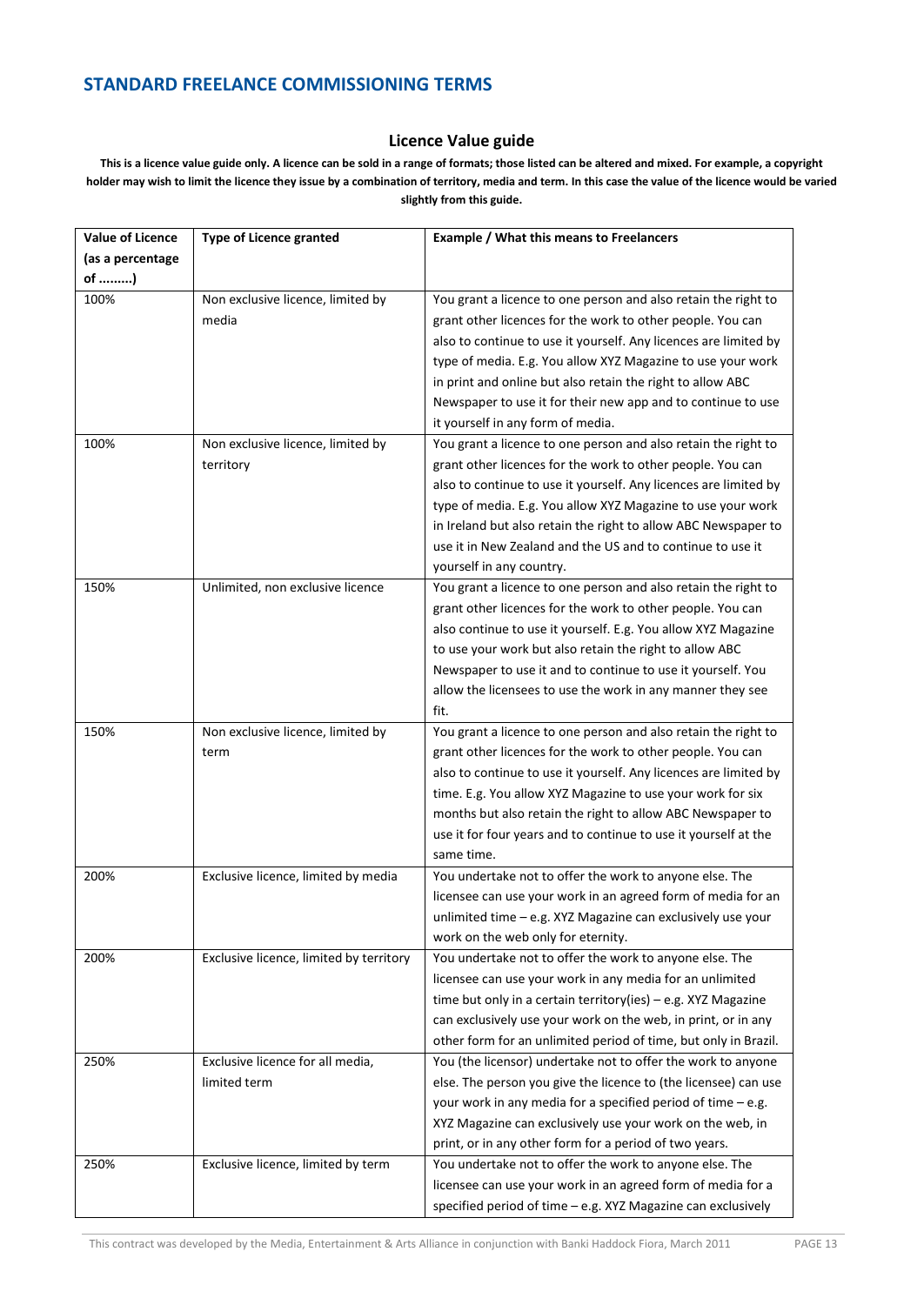## STANDARD FREELANCE COMMISSIONING TERMS

### Licence Value guide

**This is a licence value guide only. A licence can be sold in a range of formats; those listed can be altered and mixed. For example, a copyright holder may wish to limit the licence they issue by a combination of territory, media and term. In this case the value of the licence would be varied slightly from this guide.**

| Value of Licence (as a percentage of .........) | Type of Licence granted | Example / What this means to Freelancers |
|---|---|---|
| 100% | Non exclusive licence, limited by media | You grant a licence to one person and also retain the right to grant other licences for the work to other people. You can also to continue to use it yourself. Any licences are limited by type of media. E.g. You allow XYZ Magazine to use your work in print and online but also retain the right to allow ABC Newspaper to use it for their new app and to continue to use it yourself in any form of media. |
| 100% | Non exclusive licence, limited by territory | You grant a licence to one person and also retain the right to grant other licences for the work to other people. You can also to continue to use it yourself. Any licences are limited by type of media. E.g. You allow XYZ Magazine to use your work in Ireland but also retain the right to allow ABC Newspaper to use it in New Zealand and the US and to continue to use it yourself in any country. |
| 150% | Unlimited, non exclusive licence | You grant a licence to one person and also retain the right to grant other licences for the work to other people. You can also continue to use it yourself. E.g. You allow XYZ Magazine to use your work but also retain the right to allow ABC Newspaper to use it and to continue to use it yourself. You allow the licensees to use the work in any manner they see fit. |
| 150% | Non exclusive licence, limited by term | You grant a licence to one person and also retain the right to grant other licences for the work to other people. You can also to continue to use it yourself. Any licences are limited by time. E.g. You allow XYZ Magazine to use your work for six months but also retain the right to allow ABC Newspaper to use it for four years and to continue to use it yourself at the same time. |
| 200% | Exclusive licence, limited by media | You undertake not to offer the work to anyone else. The licensee can use your work in an agreed form of media for an unlimited time – e.g. XYZ Magazine can exclusively use your work on the web only for eternity. |
| 200% | Exclusive licence, limited by territory | You undertake not to offer the work to anyone else. The licensee can use your work in any media for an unlimited time but only in a certain territory(ies) – e.g. XYZ Magazine can exclusively use your work on the web, in print, or in any other form for an unlimited period of time, but only in Brazil. |
| 250% | Exclusive licence for all media, limited term | You (the licensor) undertake not to offer the work to anyone else. The person you give the licence to (the licensee) can use your work in any media for a specified period of time – e.g. XYZ Magazine can exclusively use your work on the web, in print, or in any other form for a period of two years. |
| 250% | Exclusive licence, limited by term | You undertake not to offer the work to anyone else. The licensee can use your work in an agreed form of media for a specified period of time – e.g. XYZ Magazine can exclusively |

This contract was developed by the Media, Entertainment & Arts Alliance in conjunction with Banki Haddock Fiora, March 2011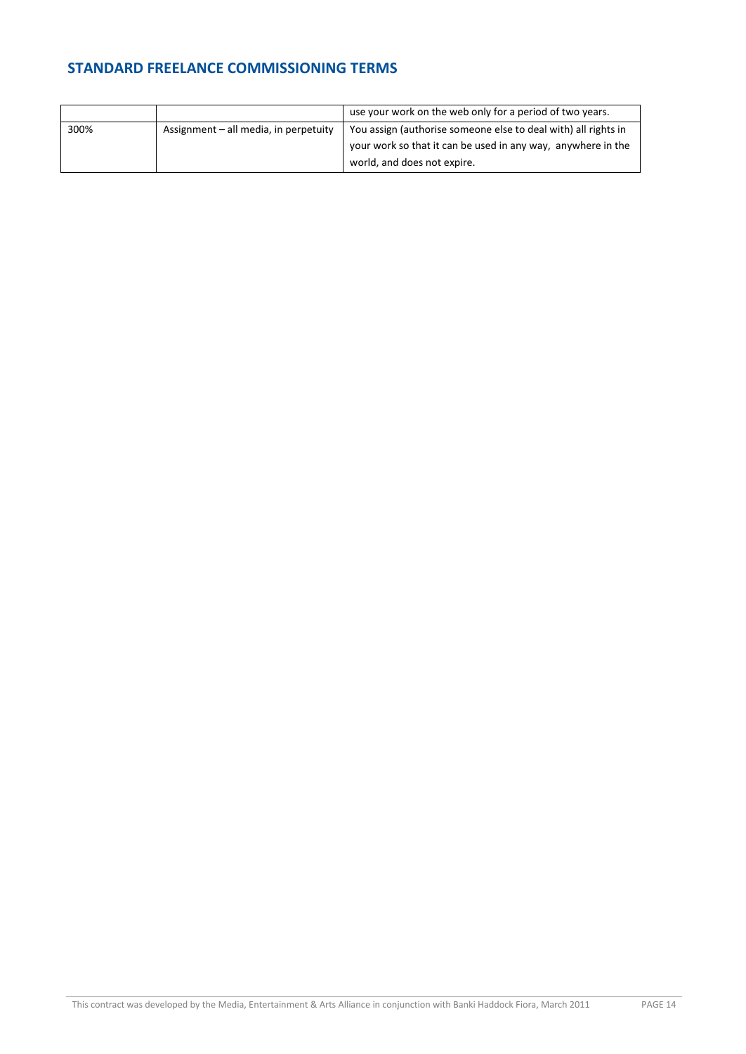## STANDARD FREELANCE COMMISSIONING TERMS

| | | |
|---|---|---|
| | | use your work on the web only for a period of two years. |
| 300% | Assignment – all media, in perpetuity | You assign (authorise someone else to deal with) all rights in your work so that it can be used in any way, anywhere in the world, and does not expire. |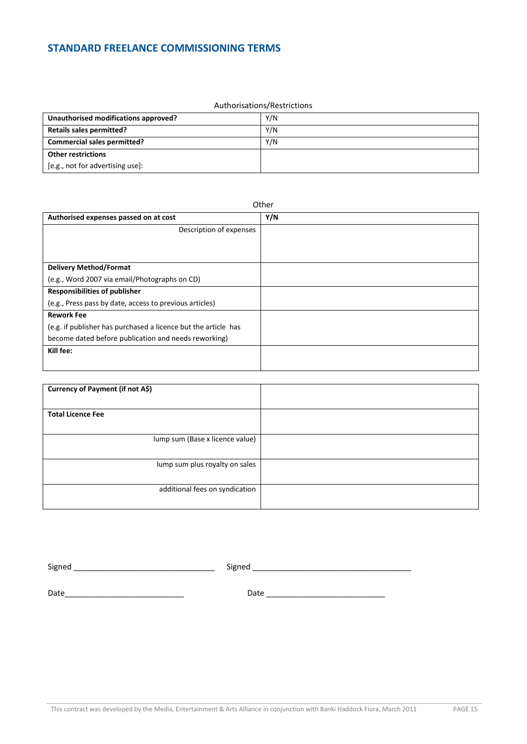## STANDARD FREELANCE COMMISSIONING TERMS

Authorisations/Restrictions

| | |
|---|---|
| **Unauthorised modifications approved?** | Y/N |
| **Retails sales permitted?** | Y/N |
| **Commercial sales permitted?** | Y/N |
| **Other restrictions**<br>[e.g., not for advertising use]: | |

Other

| | |
|---|---|
| **Authorised expenses passed on at cost** | **Y/N** |
| Description of expenses | |
| **Delivery Method/Format**<br>(e.g., Word 2007 via email/Photographs on CD) | |
| **Responsibilities of publisher**<br>(e.g., Press pass by date, access to previous articles) | |
| **Rework Fee**<br>(e.g. if publisher has purchased a licence but the article has become dated before publication and needs reworking) | |
| **Kill fee:** | |

| | |
|---|---|
| **Currency of Payment (if not A$)** | |
| **Total Licence Fee** | |
| lump sum (Base x licence value) | |
| lump sum plus royalty on sales | |
| additional fees on syndication | |

Signed ________________________________ Signed ____________________________________

Date___________________________ Date ___________________________

This contract was developed by the Media, Entertainment & Arts Alliance in conjunction with Banki Haddock Fiora, March 2011